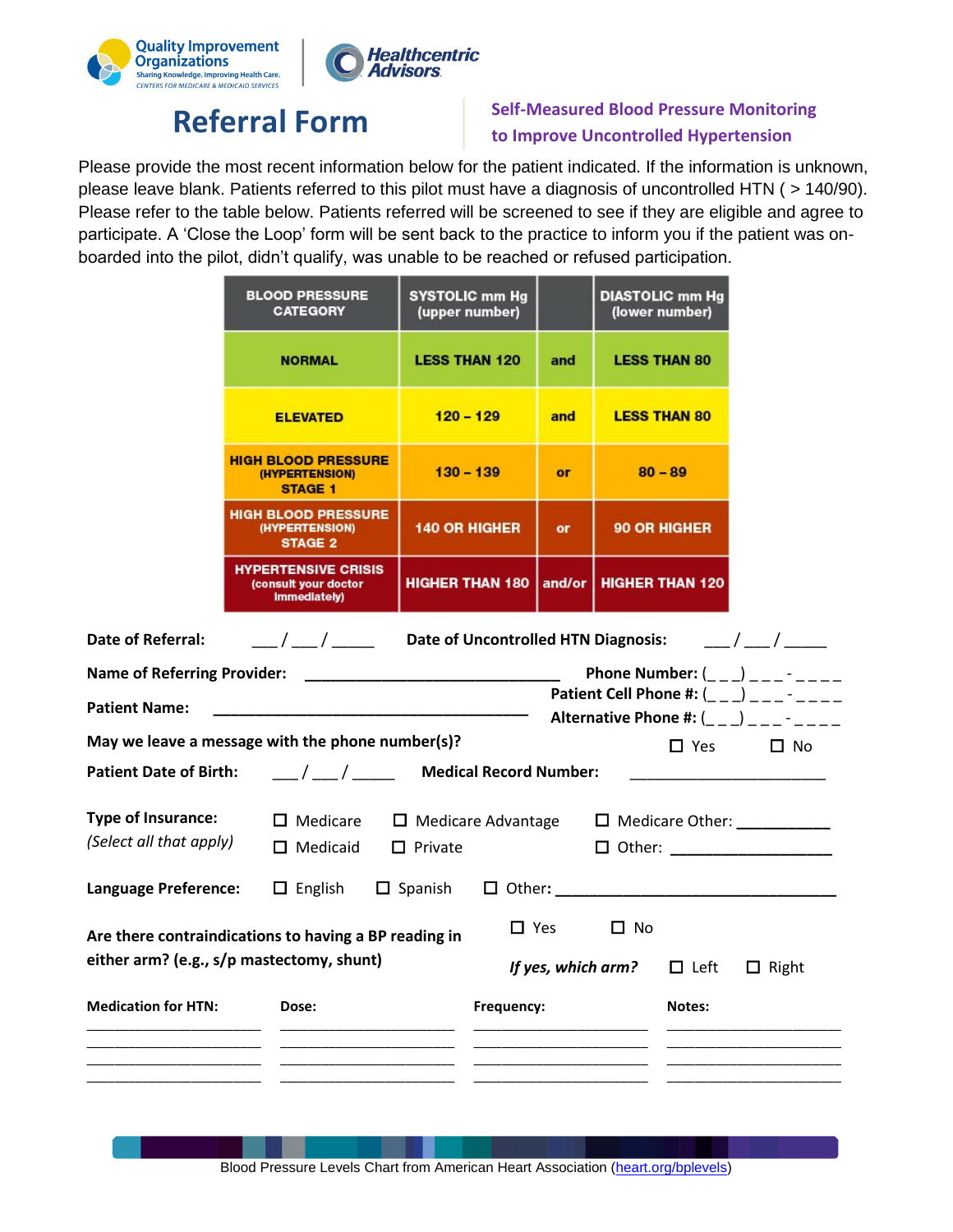Quality Improvement Organizations
Sharing Knowledge. Improving Health Care.
CENTERS FOR MEDICARE & MEDICAID SERVICES

Healthcentric Advisors

# Referral Form

## Self-Measured Blood Pressure Monitoring to Improve Uncontrolled Hypertension

Please provide the most recent information below for the patient indicated. If the information is unknown, please leave blank. Patients referred to this pilot must have a diagnosis of uncontrolled HTN ( > 140/90). Please refer to the table below. Patients referred will be screened to see if they are eligible and agree to participate. A 'Close the Loop' form will be sent back to the practice to inform you if the patient was on-boarded into the pilot, didn't qualify, was unable to be reached or refused participation.

| BLOOD PRESSURE CATEGORY | SYSTOLIC mm Hg (upper number) | | DIASTOLIC mm Hg (lower number) |
|---|---|---|---|
| NORMAL | LESS THAN 120 | and | LESS THAN 80 |
| ELEVATED | 120 – 129 | and | LESS THAN 80 |
| HIGH BLOOD PRESSURE (HYPERTENSION) STAGE 1 | 130 – 139 | or | 80 – 89 |
| HIGH BLOOD PRESSURE (HYPERTENSION) STAGE 2 | 140 OR HIGHER | or | 90 OR HIGHER |
| HYPERTENSIVE CRISIS (consult your doctor immediately) | HIGHER THAN 180 | and/or | HIGHER THAN 120 |

**Date of Referral:** ___ / ___ / _____ **Date of Uncontrolled HTN Diagnosis:** ___ / ___ / _____

**Name of Referring Provider:** ______________________________ **Phone Number:** (_ _ _) _ _ _ - _ _ _ _

**Patient Name:** ______________________________________ **Patient Cell Phone #:** (_ _ _) _ _ _ - _ _ _ _

**Alternative Phone #:** (_ _ _) _ _ _ - _ _ _ _

**May we leave a message with the phone number(s)?** ☐ Yes ☐ No

**Patient Date of Birth:** ___ / ___ / _____ **Medical Record Number:** ______________________

**Type of Insurance:** *(Select all that apply)*
☐ Medicare ☐ Medicare Advantage ☐ Medicare Other: ___________
☐ Medicaid ☐ Private ☐ Other: ___________________

**Language Preference:** ☐ English ☐ Spanish ☐ Other: _________________________________

**Are there contraindications to having a BP reading in either arm? (e.g., s/p mastectomy, shunt)** ☐ Yes ☐ No

***If yes, which arm?*** ☐ Left ☐ Right

| Medication for HTN: | Dose: | Frequency: | Notes: |
|---|---|---|---|
| ____________________ | ____________________ | ____________________ | ____________________ |
| ____________________ | ____________________ | ____________________ | ____________________ |
| ____________________ | ____________________ | ____________________ | ____________________ |
| ____________________ | ____________________ | ____________________ | ____________________ |

Blood Pressure Levels Chart from American Heart Association (heart.org/bplevels)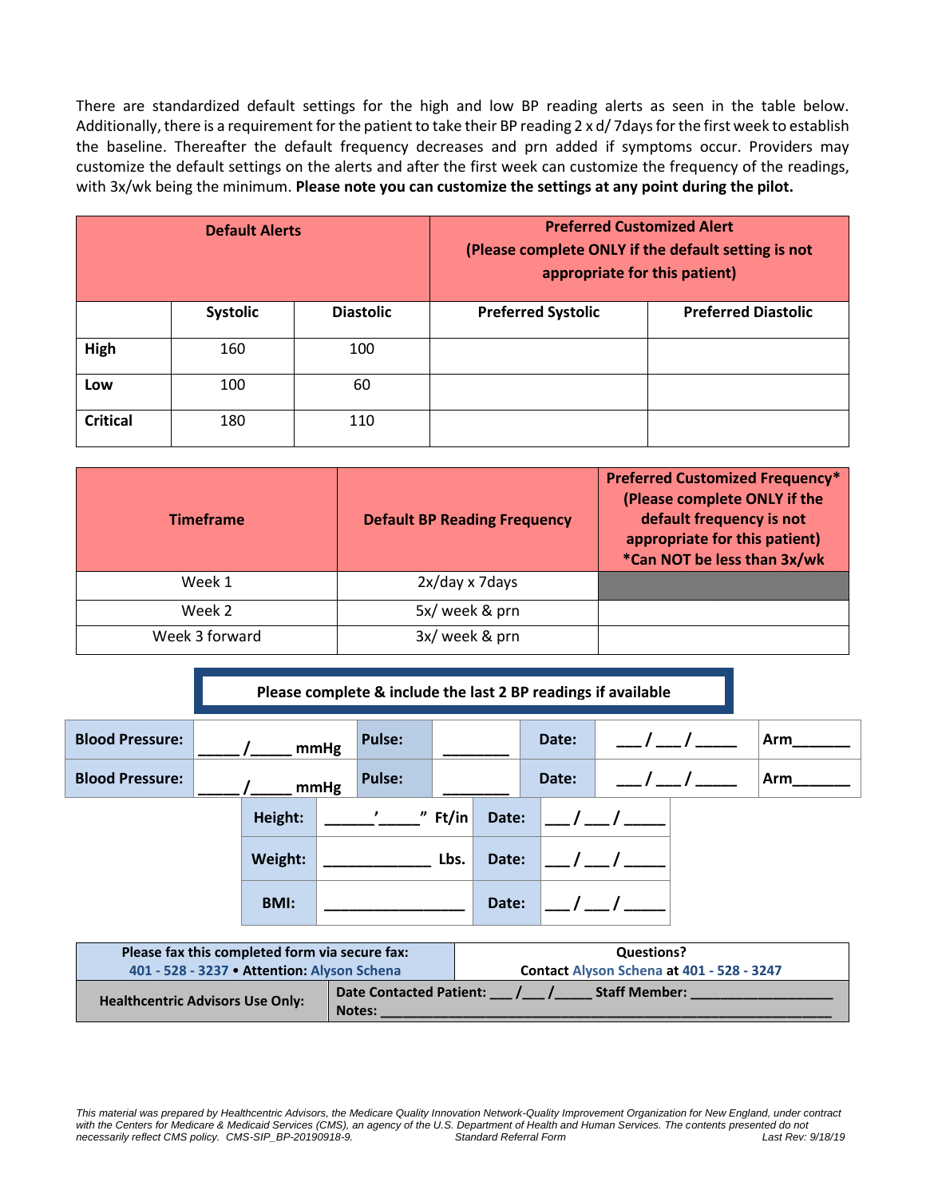There are standardized default settings for the high and low BP reading alerts as seen in the table below. Additionally, there is a requirement for the patient to take their BP reading 2 x d/ 7days for the first week to establish the baseline. Thereafter the default frequency decreases and prn added if symptoms occur. Providers may customize the default settings on the alerts and after the first week can customize the frequency of the readings, with 3x/wk being the minimum. **Please note you can customize the settings at any point during the pilot.**

| **Default Alerts** | | | **Preferred Customized Alert (Please complete ONLY if the default setting is not appropriate for this patient)** | |
|---|---|---|---|---|
| | **Systolic** | **Diastolic** | **Preferred Systolic** | **Preferred Diastolic** |
| **High** | 160 | 100 | | |
| **Low** | 100 | 60 | | |
| **Critical** | 180 | 110 | | |

| **Timeframe** | **Default BP Reading Frequency** | **Preferred Customized Frequency* (Please complete ONLY if the default frequency is not appropriate for this patient) *Can NOT be less than 3x/wk** |
|---|---|---|
| Week 1 | 2x/day x 7days | |
| Week 2 | 5x/ week & prn | |
| Week 3 forward | 3x/ week & prn | |

**Please complete & include the last 2 BP readings if available**

| | | | | | | |
|---|---|---|---|---|---|---|
| **Blood Pressure:** | _____/_____ mmHg | **Pulse:** | ________ | **Date:** | ___/___/_____ | Arm_______ |
| **Blood Pressure:** | _____/_____ mmHg | **Pulse:** | ________ | **Date:** | ___/___/_____ | Arm_______ |

| | | | |
|---|---|---|---|
| **Height:** | ______'_____" Ft/in | **Date:** | ___/___/_____ |
| **Weight:** | ____________ Lbs. | **Date:** | ___/___/_____ |
| **BMI:** | ________________ | **Date:** | ___/___/_____ |

| | |
|---|---|
| **Please fax this completed form via secure fax:** **401 - 528 - 3237 • Attention: Alyson Schena** | **Questions?** **Contact Alyson Schena at 401 - 528 - 3247** |
| **Healthcentric Advisors Use Only:** | **Date Contacted Patient:** ___/___/_____ **Staff Member:** ___________________ **Notes:** ______________________________________________________________ |

*This material was prepared by Healthcentric Advisors, the Medicare Quality Innovation Network-Quality Improvement Organization for New England, under contract with the Centers for Medicare & Medicaid Services (CMS), an agency of the U.S. Department of Health and Human Services. The contents presented do not necessarily reflect CMS policy. CMS-SIP_BP-20190918-9.* *Standard Referral Form* *Last Rev: 9/18/19*